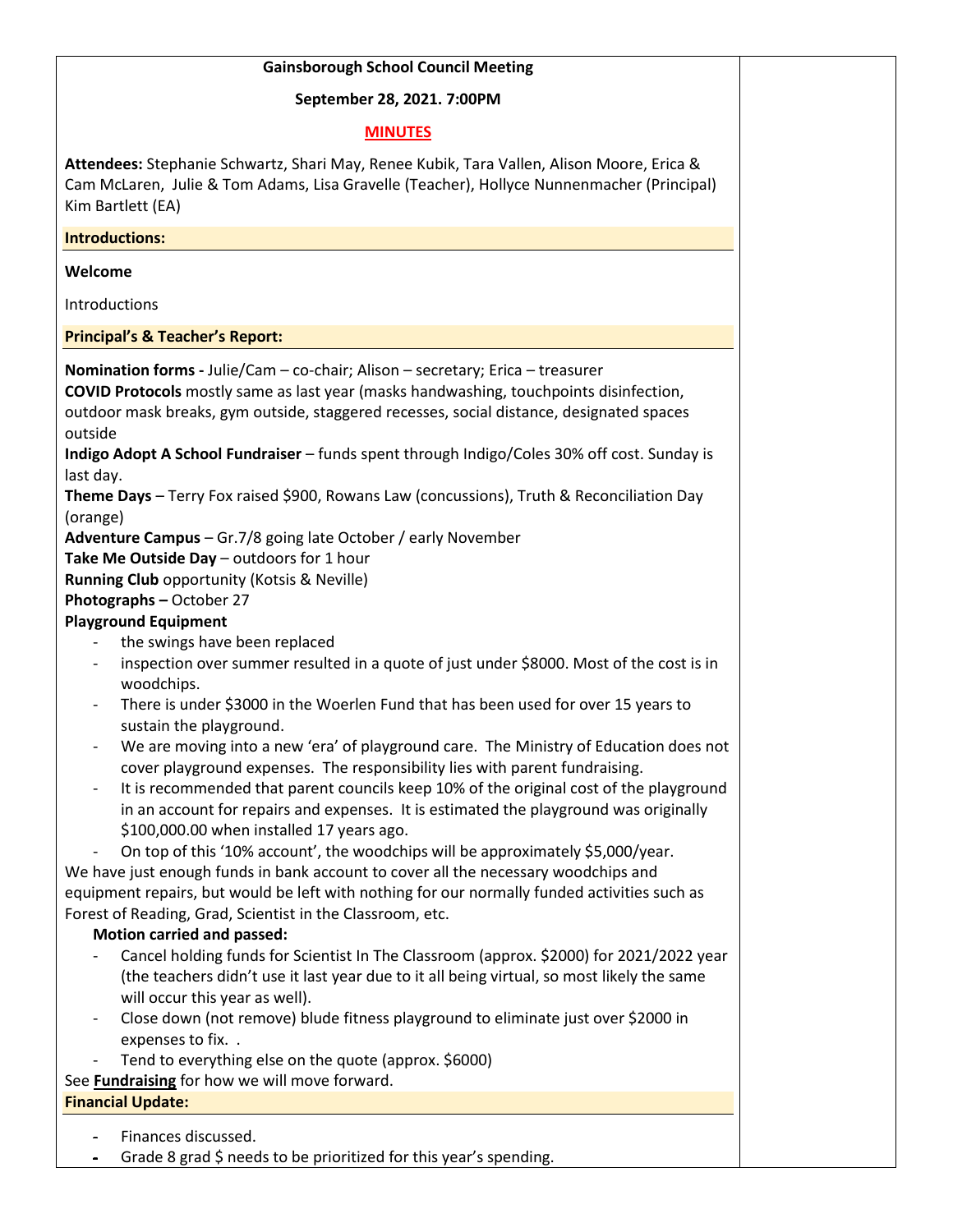**Gainsborough School Council Meeting**

**September 28, 2021. 7:00PM**

**MINUTES**

**Attendees:** Stephanie Schwartz, Shari May, Renee Kubik, Tara Vallen, Alison Moore, Erica & Cam McLaren, Julie & Tom Adams, Lisa Gravelle (Teacher), Hollyce Nunnenmacher (Principal) Kim Bartlett (EA)

**Introductions:**

**Welcome**

Introductions

**Principal's & Teacher's Report:**

**Nomination forms -** Julie/Cam – co-chair; Alison – secretary; Erica – treasurer
**COVID Protocols** mostly same as last year (masks handwashing, touchpoints disinfection, outdoor mask breaks, gym outside, staggered recesses, social distance, designated spaces outside
**Indigo Adopt A School Fundraiser** – funds spent through Indigo/Coles 30% off cost. Sunday is last day.
**Theme Days** – Terry Fox raised $900, Rowans Law (concussions), Truth & Reconciliation Day (orange)
**Adventure Campus** – Gr.7/8 going late October / early November
**Take Me Outside Day** – outdoors for 1 hour
**Running Club** opportunity (Kotsis & Neville)
**Photographs –** October 27
**Playground Equipment**

- the swings have been replaced
- inspection over summer resulted in a quote of just under $8000. Most of the cost is in woodchips.
- There is under $3000 in the Woerlen Fund that has been used for over 15 years to sustain the playground.
- We are moving into a new 'era' of playground care. The Ministry of Education does not cover playground expenses. The responsibility lies with parent fundraising.
- It is recommended that parent councils keep 10% of the original cost of the playground in an account for repairs and expenses. It is estimated the playground was originally $100,000.00 when installed 17 years ago.
- On top of this '10% account', the woodchips will be approximately $5,000/year.

We have just enough funds in bank account to cover all the necessary woodchips and equipment repairs, but would be left with nothing for our normally funded activities such as Forest of Reading, Grad, Scientist in the Classroom, etc.

**Motion carried and passed:**

- Cancel holding funds for Scientist In The Classroom (approx. $2000) for 2021/2022 year (the teachers didn't use it last year due to it all being virtual, so most likely the same will occur this year as well).
- Close down (not remove) blude fitness playground to eliminate just over $2000 in expenses to fix. .
- Tend to everything else on the quote (approx. $6000)

See **Fundraising** for how we will move forward.

**Financial Update:**

- Finances discussed.
- Grade 8 grad $ needs to be prioritized for this year's spending.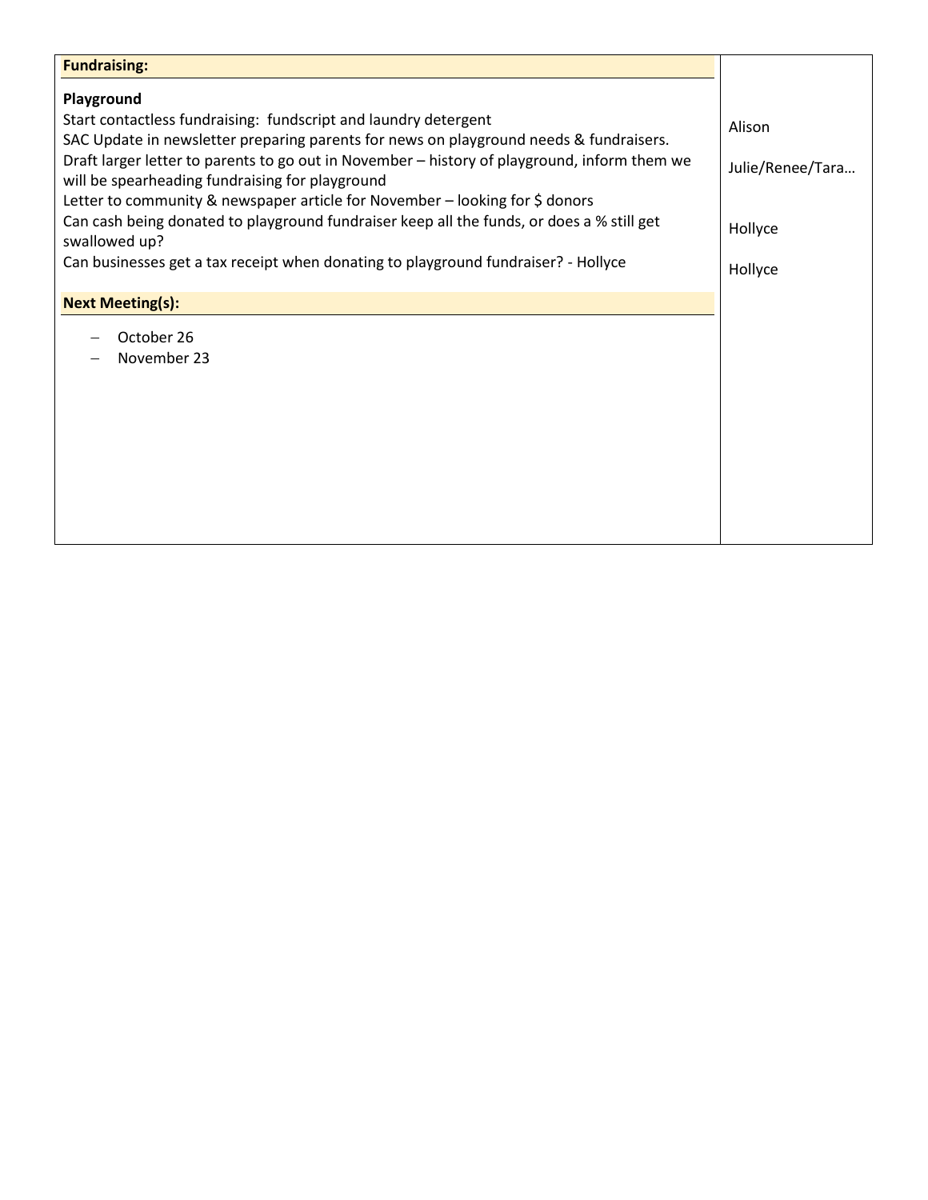| | |
|---|---|
| **Fundraising:** | |
| **Playground** | |
| Start contactless fundraising: fundscript and laundry detergent | Alison |
| SAC Update in newsletter preparing parents for news on playground needs & fundraisers. Draft larger letter to parents to go out in November – history of playground, inform them we will be spearheading fundraising for playground | Julie/Renee/Tara… |
| Letter to community & newspaper article for November – looking for $ donors | |
| Can cash being donated to playground fundraiser keep all the funds, or does a % still get swallowed up? | Hollyce |
| Can businesses get a tax receipt when donating to playground fundraiser? - Hollyce | Hollyce |
| **Next Meeting(s):** | |
| – October 26<br>– November 23 | |